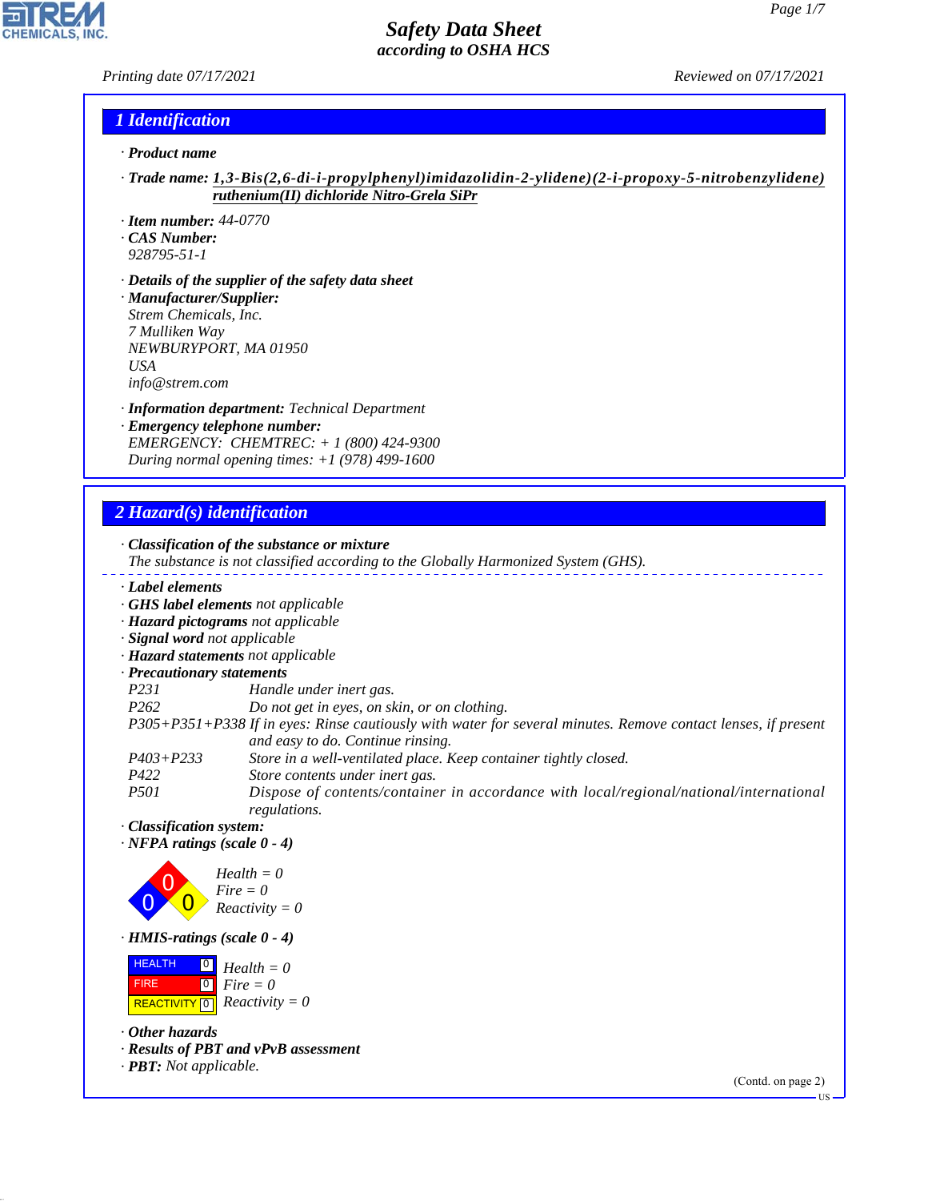# Safety Data Sheet
*according to OSHA HCS*

Printing date 07/17/2021 Reviewed on 07/17/2021

## 1 Identification

· **Product name**

· **Trade name:** **1,3-Bis(2,6-di-i-propylphenyl)imidazolidin-2-ylidene)(2-i-propoxy-5-nitrobenzylidene) ruthenium(II) dichloride Nitro-Grela SiPr**

· **Item number:** 44-0770
· **CAS Number:**
928795-51-1

· **Details of the supplier of the safety data sheet**
· **Manufacturer/Supplier:**
Strem Chemicals, Inc.
7 Mulliken Way
NEWBURYPORT, MA 01950
USA
info@strem.com

· **Information department:** Technical Department
· **Emergency telephone number:**
EMERGENCY: CHEMTREC: + 1 (800) 424-9300
During normal opening times: +1 (978) 499-1600

## 2 Hazard(s) identification

· **Classification of the substance or mixture**
The substance is not classified according to the Globally Harmonized System (GHS).

· **Label elements**
· **GHS label elements** not applicable
· **Hazard pictograms** not applicable
· **Signal word** not applicable
· **Hazard statements** not applicable
· **Precautionary statements**

P231 Handle under inert gas.
P262 Do not get in eyes, on skin, or on clothing.
P305+P351+P338 If in eyes: Rinse cautiously with water for several minutes. Remove contact lenses, if present and easy to do. Continue rinsing.
P403+P233 Store in a well-ventilated place. Keep container tightly closed.
P422 Store contents under inert gas.
P501 Dispose of contents/container in accordance with local/regional/national/international regulations.

· **Classification system:**
· **NFPA ratings (scale 0 - 4)**

Health = 0
Fire = 0
Reactivity = 0

· **HMIS-ratings (scale 0 - 4)**

| | | |
|---|---|---|
| HEALTH | 0 | Health = 0 |
| FIRE | 0 | Fire = 0 |
| REACTIVITY | 0 | Reactivity = 0 |

· **Other hazards**
· **Results of PBT and vPvB assessment**
· **PBT:** Not applicable.

(Contd. on page 2)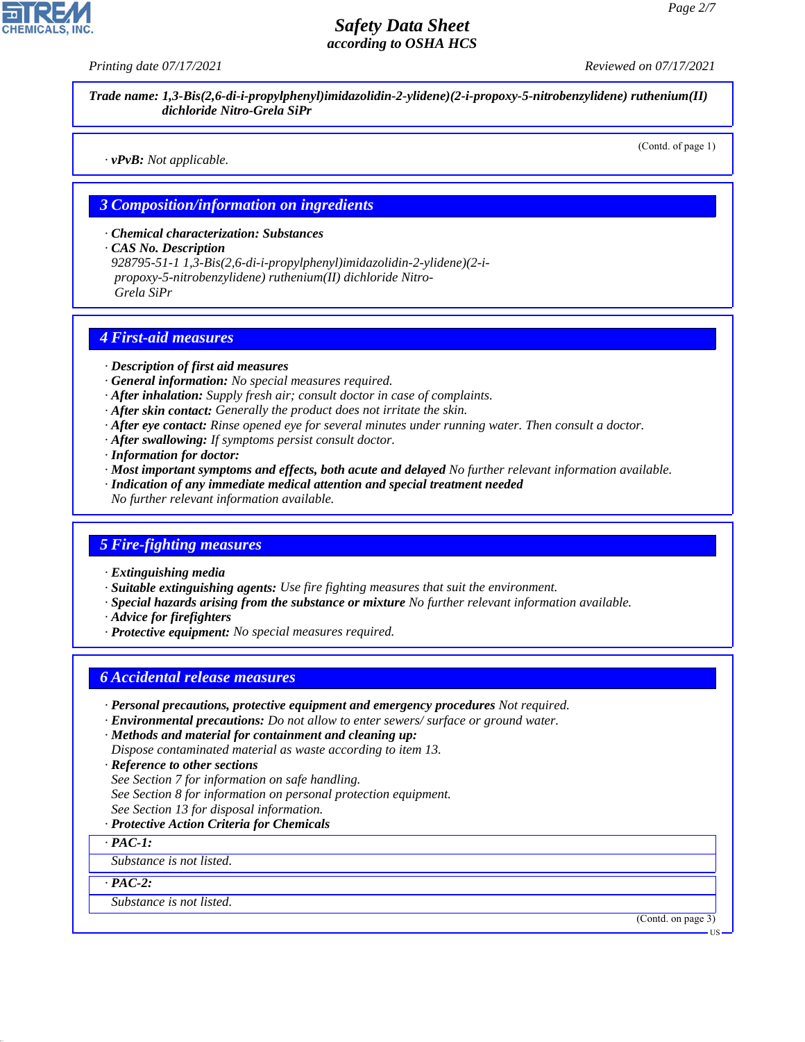Trade name: 1,3-Bis(2,6-di-i-propylphenyl)imidazolidin-2-ylidene)(2-i-propoxy-5-nitrobenzylidene) ruthenium(II) dichloride Nitro-Grela SiPr

(Contd. of page 1)

· **vPvB:** Not applicable.

## 3 Composition/information on ingredients

· **Chemical characterization: Substances**
· **CAS No. Description**
928795-51-1 1,3-Bis(2,6-di-i-propylphenyl)imidazolidin-2-ylidene)(2-i-propoxy-5-nitrobenzylidene) ruthenium(II) dichloride Nitro-Grela SiPr

## 4 First-aid measures

· **Description of first aid measures**
· **General information:** No special measures required.
· **After inhalation:** Supply fresh air; consult doctor in case of complaints.
· **After skin contact:** Generally the product does not irritate the skin.
· **After eye contact:** Rinse opened eye for several minutes under running water. Then consult a doctor.
· **After swallowing:** If symptoms persist consult doctor.
· **Information for doctor:**
· **Most important symptoms and effects, both acute and delayed** No further relevant information available.
· **Indication of any immediate medical attention and special treatment needed**
No further relevant information available.

## 5 Fire-fighting measures

· **Extinguishing media**
· **Suitable extinguishing agents:** Use fire fighting measures that suit the environment.
· **Special hazards arising from the substance or mixture** No further relevant information available.
· **Advice for firefighters**
· **Protective equipment:** No special measures required.

## 6 Accidental release measures

· **Personal precautions, protective equipment and emergency procedures** Not required.
· **Environmental precautions:** Do not allow to enter sewers/ surface or ground water.
· **Methods and material for containment and cleaning up:**
Dispose contaminated material as waste according to item 13.
· **Reference to other sections**
See Section 7 for information on safe handling.
See Section 8 for information on personal protection equipment.
See Section 13 for disposal information.
· **Protective Action Criteria for Chemicals**

| · PAC-1: |
|---|
| Substance is not listed. |

| · PAC-2: |
|---|
| Substance is not listed. |

(Contd. on page 3)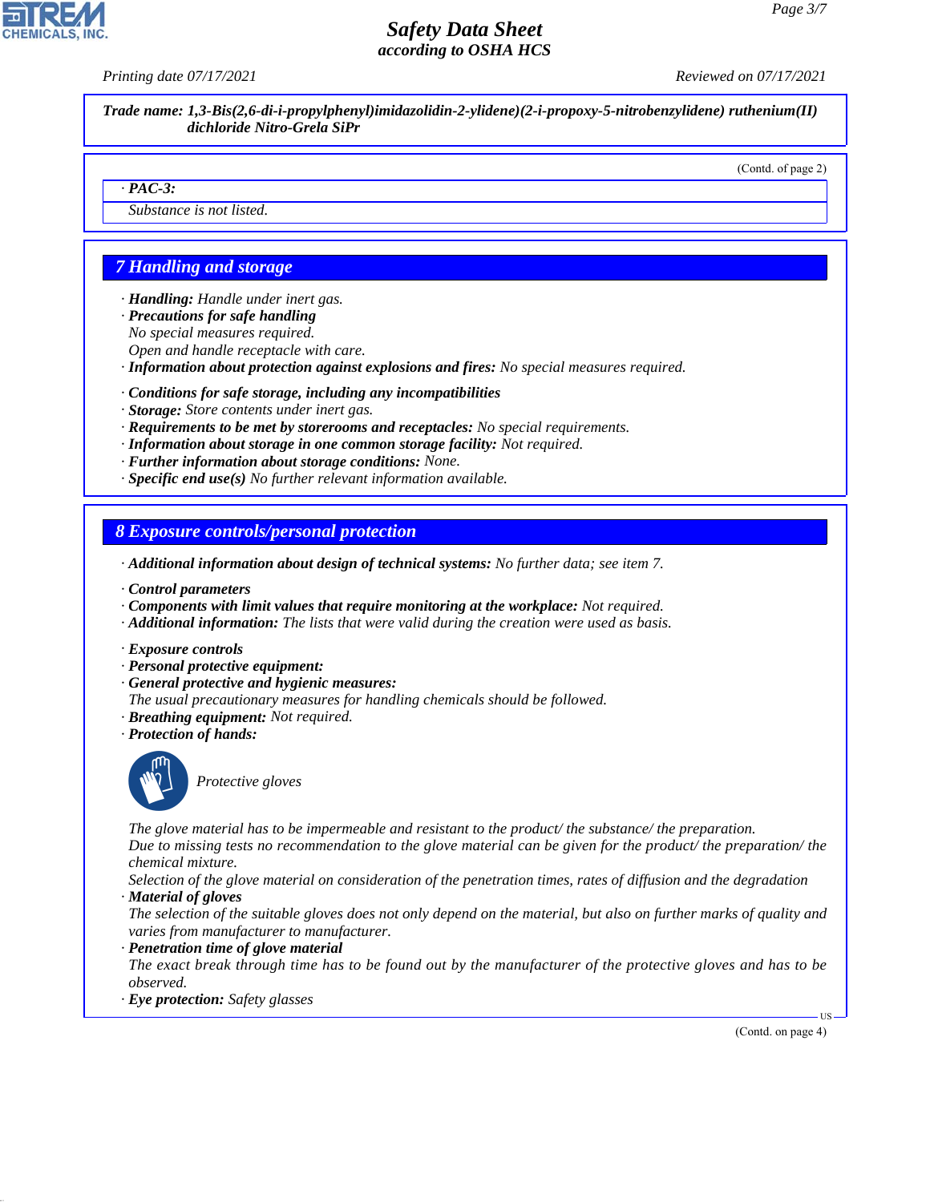**Trade name: 1,3-Bis(2,6-di-i-propylphenyl)imidazolidin-2-ylidene)(2-i-propoxy-5-nitrobenzylidene) ruthenium(II) dichloride Nitro-Grela SiPr**

(Contd. of page 2)

· **PAC-3:**

Substance is not listed.

## 7 Handling and storage

· **Handling:** Handle under inert gas.
· **Precautions for safe handling**
No special measures required.
Open and handle receptacle with care.
· **Information about protection against explosions and fires:** No special measures required.

· **Conditions for safe storage, including any incompatibilities**
· **Storage:** Store contents under inert gas.
· **Requirements to be met by storerooms and receptacles:** No special requirements.
· **Information about storage in one common storage facility:** Not required.
· **Further information about storage conditions:** None.
· **Specific end use(s)** No further relevant information available.

## 8 Exposure controls/personal protection

· **Additional information about design of technical systems:** No further data; see item 7.

· **Control parameters**
· **Components with limit values that require monitoring at the workplace:** Not required.
· **Additional information:** The lists that were valid during the creation were used as basis.

· **Exposure controls**
· **Personal protective equipment:**
· **General protective and hygienic measures:**
The usual precautionary measures for handling chemicals should be followed.
· **Breathing equipment:** Not required.
· **Protection of hands:**

Protective gloves

The glove material has to be impermeable and resistant to the product/ the substance/ the preparation.
Due to missing tests no recommendation to the glove material can be given for the product/ the preparation/ the chemical mixture.
Selection of the glove material on consideration of the penetration times, rates of diffusion and the degradation
· **Material of gloves**
The selection of the suitable gloves does not only depend on the material, but also on further marks of quality and varies from manufacturer to manufacturer.
· **Penetration time of glove material**
The exact break through time has to be found out by the manufacturer of the protective gloves and has to be observed.
· **Eye protection:** Safety glasses

(Contd. on page 4)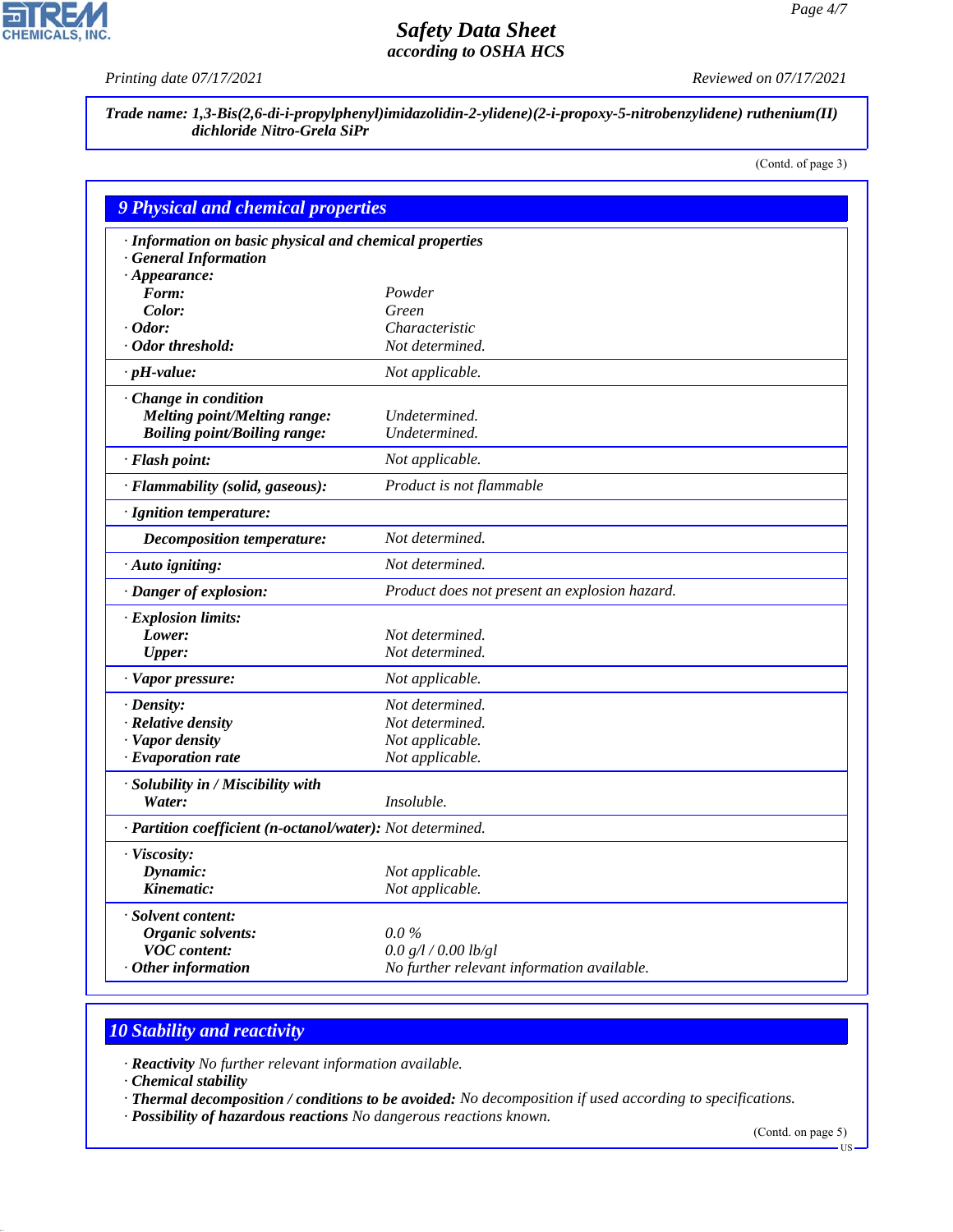**Trade name: 1,3-Bis(2,6-di-i-propylphenyl)imidazolidin-2-ylidene)(2-i-propoxy-5-nitrobenzylidene) ruthenium(II) dichloride Nitro-Grela SiPr**

(Contd. of page 3)

## 9 Physical and chemical properties

- **Information on basic physical and chemical properties**
- **General Information**
- **Appearance:**

| | |
|---|---|
| **Form:** | Powder |
| **Color:** | Green |
| **· Odor:** | Characteristic |
| **· Odor threshold:** | Not determined. |
| **· pH-value:** | Not applicable. |
| **· Change in condition** | |
| **Melting point/Melting range:** | Undetermined. |
| **Boiling point/Boiling range:** | Undetermined. |
| **· Flash point:** | Not applicable. |
| **· Flammability (solid, gaseous):** | Product is not flammable |
| **· Ignition temperature:** | |
| **Decomposition temperature:** | Not determined. |
| **· Auto igniting:** | Not determined. |
| **· Danger of explosion:** | Product does not present an explosion hazard. |
| **· Explosion limits:** | |
| **Lower:** | Not determined. |
| **Upper:** | Not determined. |
| **· Vapor pressure:** | Not applicable. |
| **· Density:** | Not determined. |
| **· Relative density** | Not determined. |
| **· Vapor density** | Not applicable. |
| **· Evaporation rate** | Not applicable. |
| **· Solubility in / Miscibility with** | |
| **Water:** | Insoluble. |
| **· Partition coefficient (n-octanol/water):** | Not determined. |
| **· Viscosity:** | |
| **Dynamic:** | Not applicable. |
| **Kinematic:** | Not applicable. |
| **· Solvent content:** | |
| **Organic solvents:** | 0.0 % |
| **VOC content:** | 0.0 g/l / 0.00 lb/gl |
| **· Other information** | No further relevant information available. |

## 10 Stability and reactivity

- **Reactivity** No further relevant information available.
- **Chemical stability**
- **Thermal decomposition / conditions to be avoided:** No decomposition if used according to specifications.
- **Possibility of hazardous reactions** No dangerous reactions known.

(Contd. on page 5)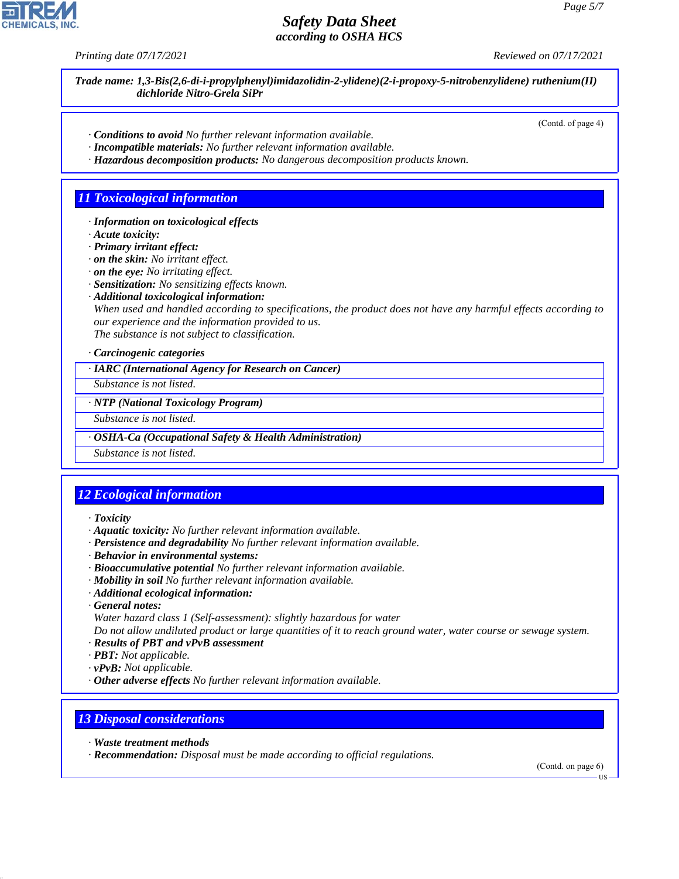Trade name: 1,3-Bis(2,6-di-i-propylphenyl)imidazolidin-2-ylidene)(2-i-propoxy-5-nitrobenzylidene) ruthenium(II) dichloride Nitro-Grela SiPr

(Contd. of page 4)

· **Conditions to avoid** No further relevant information available.
· **Incompatible materials:** No further relevant information available.
· **Hazardous decomposition products:** No dangerous decomposition products known.

## 11 Toxicological information

· **Information on toxicological effects**
· **Acute toxicity:**
· **Primary irritant effect:**
· **on the skin:** No irritant effect.
· **on the eye:** No irritating effect.
· **Sensitization:** No sensitizing effects known.
· **Additional toxicological information:**
When used and handled according to specifications, the product does not have any harmful effects according to our experience and the information provided to us.
The substance is not subject to classification.

· **Carcinogenic categories**

· **IARC (International Agency for Research on Cancer)**
Substance is not listed.

· **NTP (National Toxicology Program)**
Substance is not listed.

· **OSHA-Ca (Occupational Safety & Health Administration)**
Substance is not listed.

## 12 Ecological information

· **Toxicity**
· **Aquatic toxicity:** No further relevant information available.
· **Persistence and degradability** No further relevant information available.
· **Behavior in environmental systems:**
· **Bioaccumulative potential** No further relevant information available.
· **Mobility in soil** No further relevant information available.
· **Additional ecological information:**
· **General notes:**
Water hazard class 1 (Self-assessment): slightly hazardous for water
Do not allow undiluted product or large quantities of it to reach ground water, water course or sewage system.
· **Results of PBT and vPvB assessment**
· **PBT:** Not applicable.
· **vPvB:** Not applicable.
· **Other adverse effects** No further relevant information available.

## 13 Disposal considerations

· **Waste treatment methods**
· **Recommendation:** Disposal must be made according to official regulations.

(Contd. on page 6)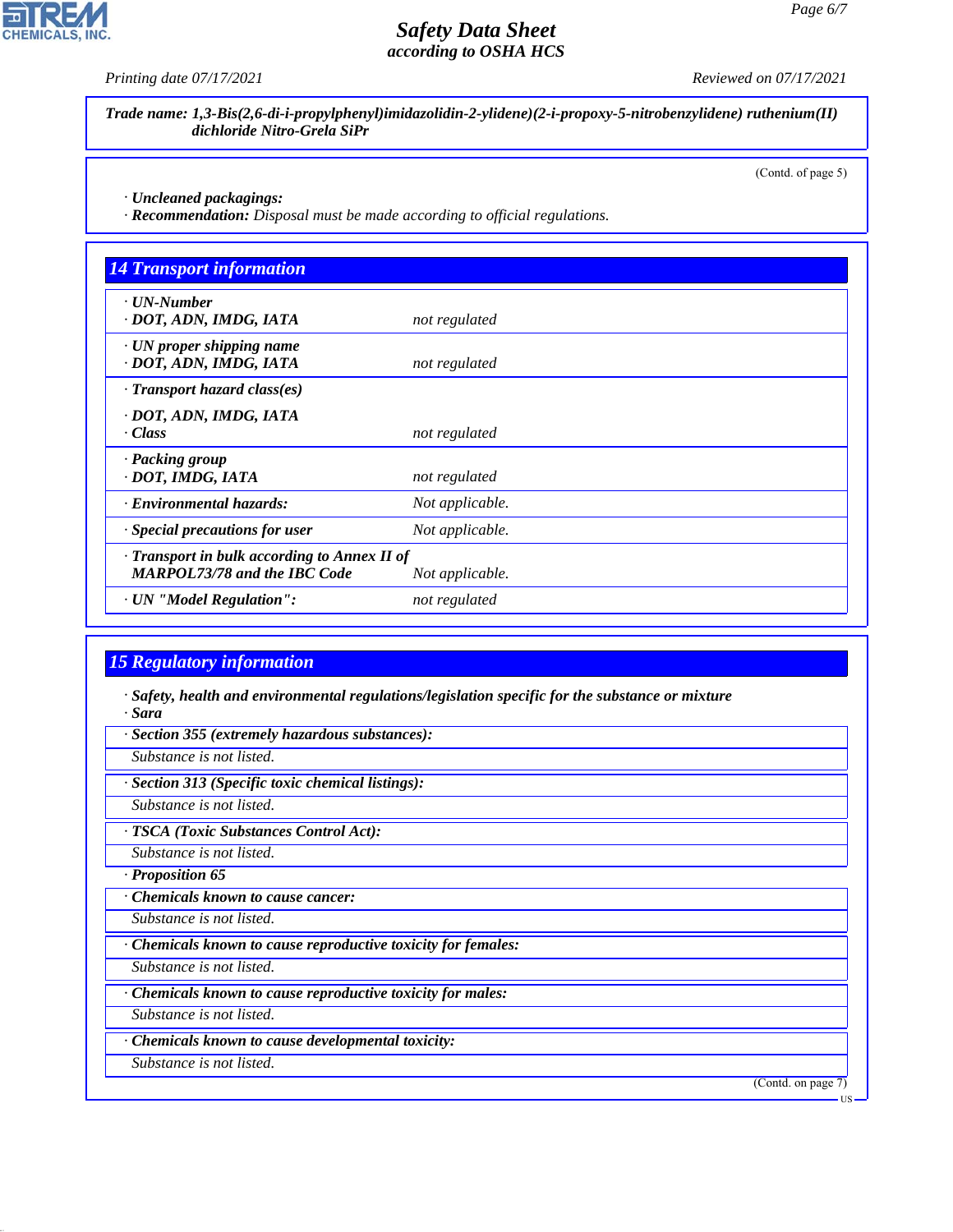Trade name: 1,3-Bis(2,6-di-i-propylphenyl)imidazolidin-2-ylidene)(2-i-propoxy-5-nitrobenzylidene) ruthenium(II) dichloride Nitro-Grela SiPr

(Contd. of page 5)

· **Uncleaned packagings:**
· **Recommendation:** Disposal must be made according to official regulations.

## 14 Transport information

| | |
|---|---|
| · **UN-Number**<br>· **DOT, ADN, IMDG, IATA** | not regulated |
| · **UN proper shipping name**<br>· **DOT, ADN, IMDG, IATA** | not regulated |
| · **Transport hazard class(es)**<br>· **DOT, ADN, IMDG, IATA**<br>· **Class** | not regulated |
| · **Packing group**<br>· **DOT, IMDG, IATA** | not regulated |
| · **Environmental hazards:** | Not applicable. |
| · **Special precautions for user** | Not applicable. |
| · **Transport in bulk according to Annex II of MARPOL73/78 and the IBC Code** | Not applicable. |
| · **UN "Model Regulation":** | not regulated |

## 15 Regulatory information

· **Safety, health and environmental regulations/legislation specific for the substance or mixture**
· **Sara**

· **Section 355 (extremely hazardous substances):**
Substance is not listed.

· **Section 313 (Specific toxic chemical listings):**
Substance is not listed.

· **TSCA (Toxic Substances Control Act):**
Substance is not listed.

· **Proposition 65**

· **Chemicals known to cause cancer:**
Substance is not listed.

· **Chemicals known to cause reproductive toxicity for females:**
Substance is not listed.

· **Chemicals known to cause reproductive toxicity for males:**
Substance is not listed.

· **Chemicals known to cause developmental toxicity:**
Substance is not listed.

(Contd. on page 7)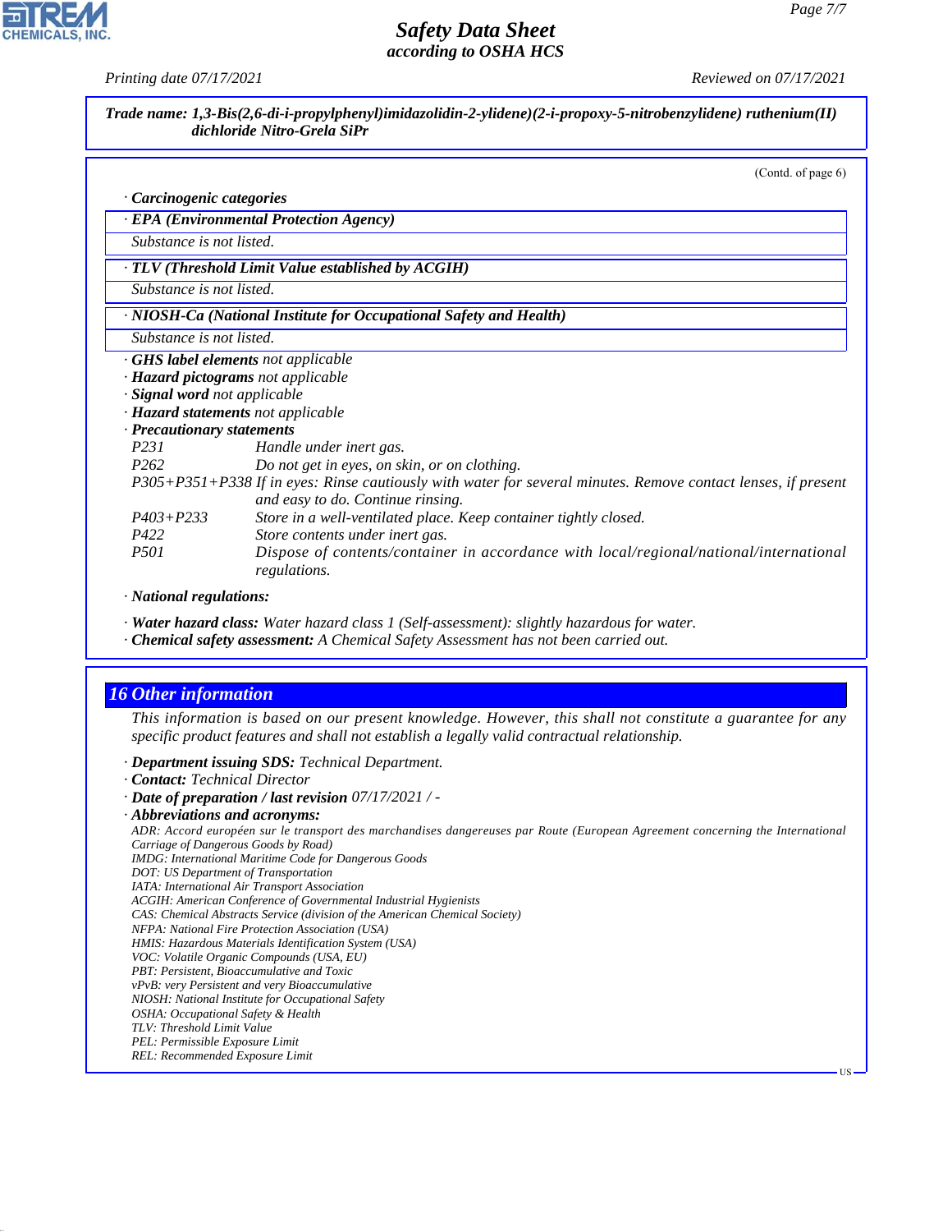**Trade name: 1,3-Bis(2,6-di-i-propylphenyl)imidazolidin-2-ylidene)(2-i-propoxy-5-nitrobenzylidene) ruthenium(II) dichloride Nitro-Grela SiPr**

(Contd. of page 6)

· **Carcinogenic categories**

· **EPA (Environmental Protection Agency)**

Substance is not listed.

· **TLV (Threshold Limit Value established by ACGIH)**

Substance is not listed.

· **NIOSH-Ca (National Institute for Occupational Safety and Health)**

Substance is not listed.

· **GHS label elements** not applicable
· **Hazard pictograms** not applicable
· **Signal word** not applicable
· **Hazard statements** not applicable
· **Precautionary statements**

| | |
|---|---|
| P231 | Handle under inert gas. |
| P262 | Do not get in eyes, on skin, or on clothing. |
| P305+P351+P338 | If in eyes: Rinse cautiously with water for several minutes. Remove contact lenses, if present and easy to do. Continue rinsing. |
| P403+P233 | Store in a well-ventilated place. Keep container tightly closed. |
| P422 | Store contents under inert gas. |
| P501 | Dispose of contents/container in accordance with local/regional/national/international regulations. |

· **National regulations:**

· **Water hazard class:** Water hazard class 1 (Self-assessment): slightly hazardous for water.
· **Chemical safety assessment:** A Chemical Safety Assessment has not been carried out.

## 16 Other information

This information is based on our present knowledge. However, this shall not constitute a guarantee for any specific product features and shall not establish a legally valid contractual relationship.

· **Department issuing SDS:** Technical Department.
· **Contact:** Technical Director
· **Date of preparation / last revision** 07/17/2021 / -
· **Abbreviations and acronyms:**

ADR: Accord européen sur le transport des marchandises dangereuses par Route (European Agreement concerning the International Carriage of Dangerous Goods by Road)
IMDG: International Maritime Code for Dangerous Goods
DOT: US Department of Transportation
IATA: International Air Transport Association
ACGIH: American Conference of Governmental Industrial Hygienists
CAS: Chemical Abstracts Service (division of the American Chemical Society)
NFPA: National Fire Protection Association (USA)
HMIS: Hazardous Materials Identification System (USA)
VOC: Volatile Organic Compounds (USA, EU)
PBT: Persistent, Bioaccumulative and Toxic
vPvB: very Persistent and very Bioaccumulative
NIOSH: National Institute for Occupational Safety
OSHA: Occupational Safety & Health
TLV: Threshold Limit Value
PEL: Permissible Exposure Limit
REL: Recommended Exposure Limit